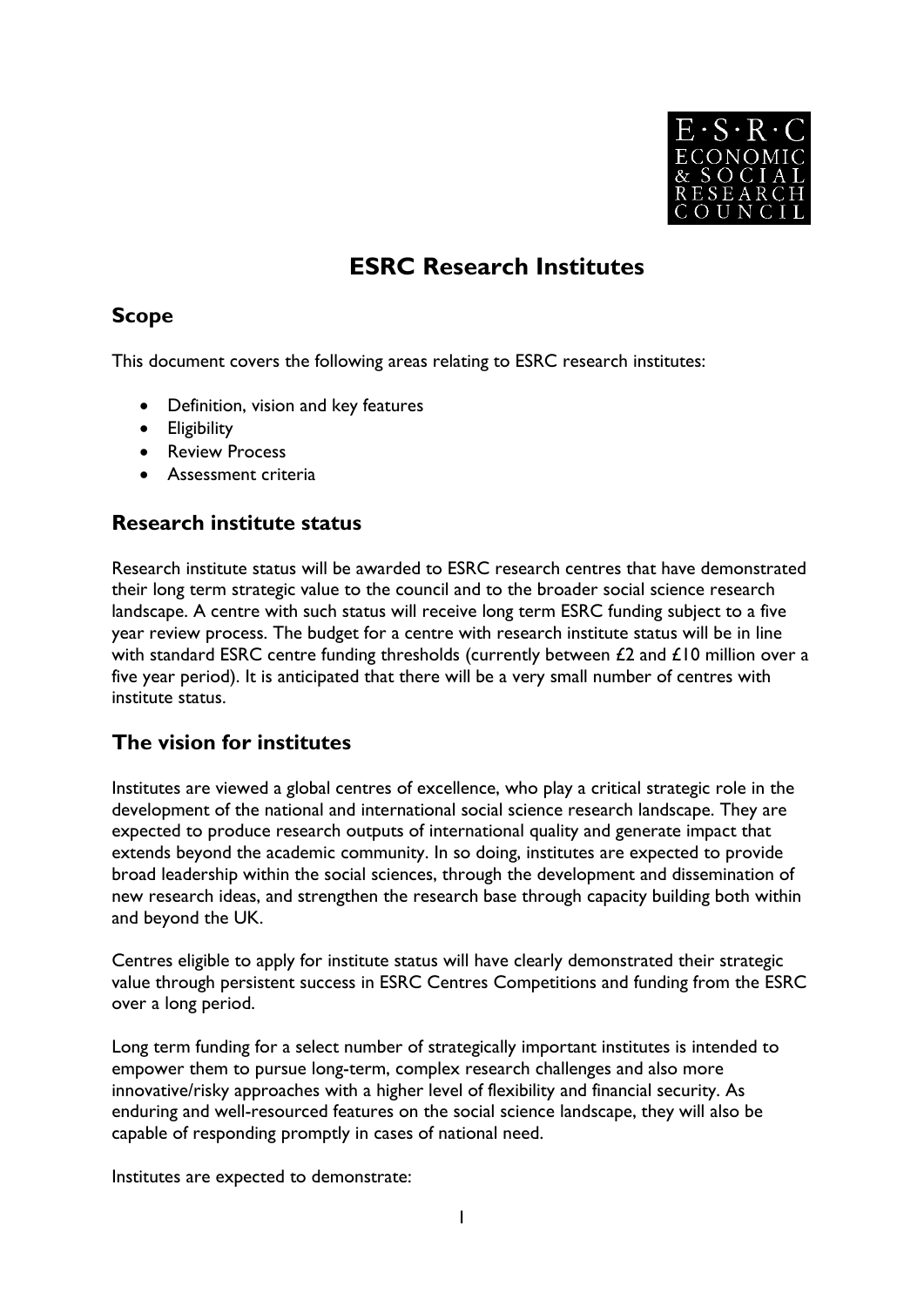# ESRC Research Institutes

## Scope

This document covers the following areas relating to ESRC research institutes:

- Definition, vision and key features
- Eligibility
- Review Process
- Assessment criteria

## Research institute status

Research institute status will be awarded to ESRC research centres that have demonstrated their long term strategic value to the council and to the broader social science research landscape. A centre with such status will receive long term ESRC funding subject to a five year review process. The budget for a centre with research institute status will be in line with standard ESRC centre funding thresholds (currently between £2 and £10 million over a five year period). It is anticipated that there will be a very small number of centres with institute status.

## The vision for institutes

Institutes are viewed a global centres of excellence, who play a critical strategic role in the development of the national and international social science research landscape. They are expected to produce research outputs of international quality and generate impact that extends beyond the academic community. In so doing, institutes are expected to provide broad leadership within the social sciences, through the development and dissemination of new research ideas, and strengthen the research base through capacity building both within and beyond the UK.

Centres eligible to apply for institute status will have clearly demonstrated their strategic value through persistent success in ESRC Centres Competitions and funding from the ESRC over a long period.

Long term funding for a select number of strategically important institutes is intended to empower them to pursue long-term, complex research challenges and also more innovative/risky approaches with a higher level of flexibility and financial security. As enduring and well-resourced features on the social science landscape, they will also be capable of responding promptly in cases of national need.

Institutes are expected to demonstrate: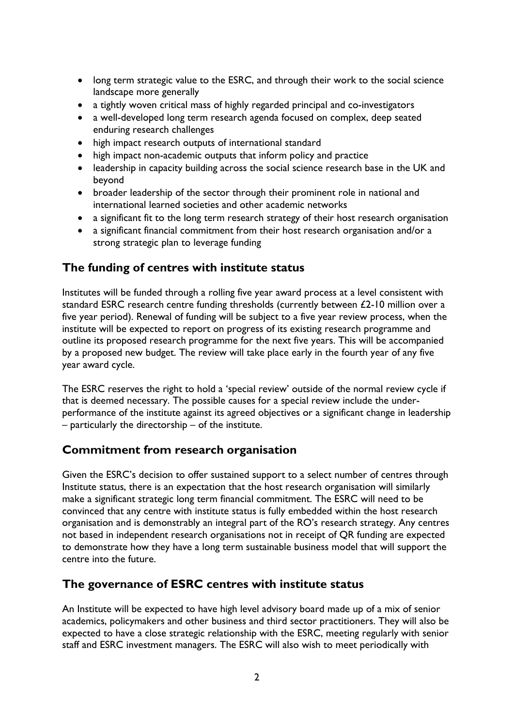- long term strategic value to the ESRC, and through their work to the social science landscape more generally
- a tightly woven critical mass of highly regarded principal and co-investigators
- a well-developed long term research agenda focused on complex, deep seated enduring research challenges
- high impact research outputs of international standard
- high impact non-academic outputs that inform policy and practice
- leadership in capacity building across the social science research base in the UK and beyond
- broader leadership of the sector through their prominent role in national and international learned societies and other academic networks
- a significant fit to the long term research strategy of their host research organisation
- a significant financial commitment from their host research organisation and/or a strong strategic plan to leverage funding

## The funding of centres with institute status

Institutes will be funded through a rolling five year award process at a level consistent with standard ESRC research centre funding thresholds (currently between £2-10 million over a five year period). Renewal of funding will be subject to a five year review process, when the institute will be expected to report on progress of its existing research programme and outline its proposed research programme for the next five years. This will be accompanied by a proposed new budget. The review will take place early in the fourth year of any five year award cycle.

The ESRC reserves the right to hold a 'special review' outside of the normal review cycle if that is deemed necessary. The possible causes for a special review include the under-performance of the institute against its agreed objectives or a significant change in leadership – particularly the directorship – of the institute.

## Commitment from research organisation

Given the ESRC's decision to offer sustained support to a select number of centres through Institute status, there is an expectation that the host research organisation will similarly make a significant strategic long term financial commitment. The ESRC will need to be convinced that any centre with institute status is fully embedded within the host research organisation and is demonstrably an integral part of the RO's research strategy. Any centres not based in independent research organisations not in receipt of QR funding are expected to demonstrate how they have a long term sustainable business model that will support the centre into the future.

## The governance of ESRC centres with institute status

An Institute will be expected to have high level advisory board made up of a mix of senior academics, policymakers and other business and third sector practitioners. They will also be expected to have a close strategic relationship with the ESRC, meeting regularly with senior staff and ESRC investment managers. The ESRC will also wish to meet periodically with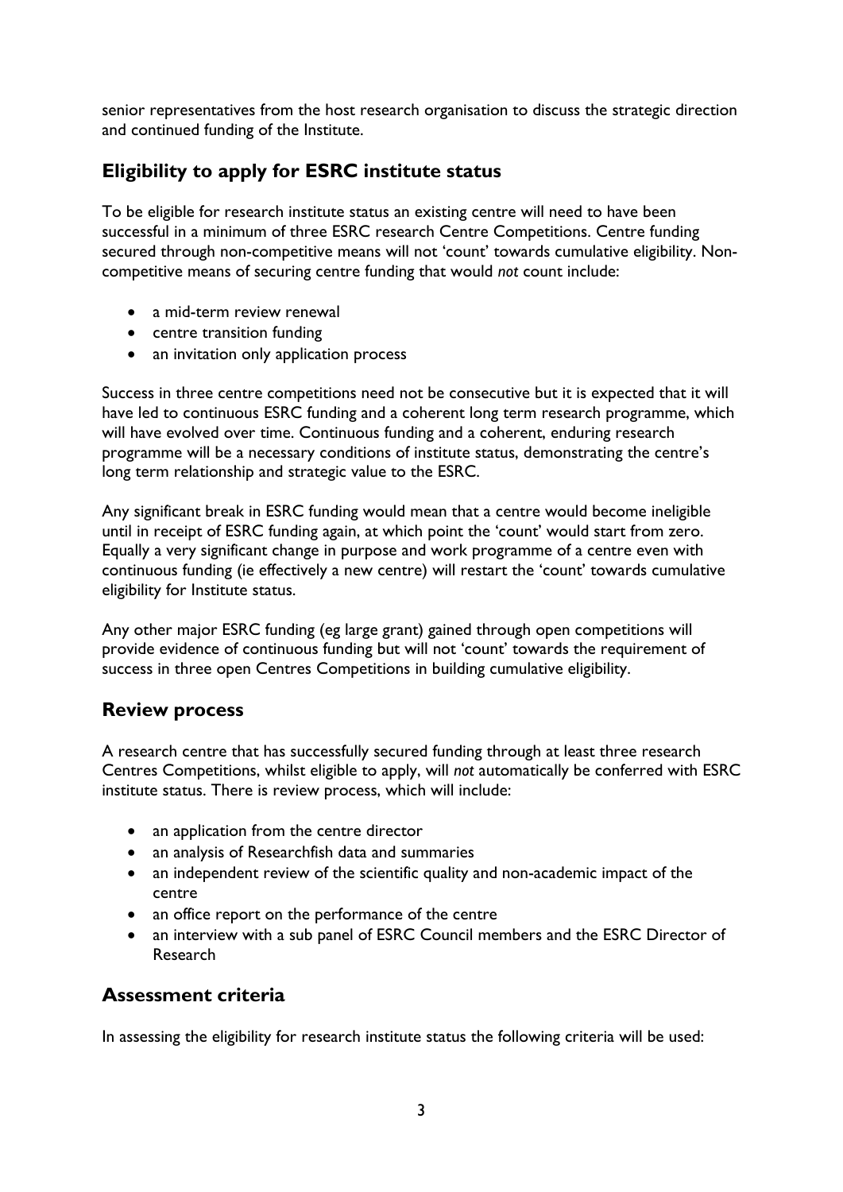senior representatives from the host research organisation to discuss the strategic direction and continued funding of the Institute.

## Eligibility to apply for ESRC institute status

To be eligible for research institute status an existing centre will need to have been successful in a minimum of three ESRC research Centre Competitions. Centre funding secured through non-competitive means will not 'count' towards cumulative eligibility. Non-competitive means of securing centre funding that would *not* count include:

- a mid-term review renewal
- centre transition funding
- an invitation only application process

Success in three centre competitions need not be consecutive but it is expected that it will have led to continuous ESRC funding and a coherent long term research programme, which will have evolved over time. Continuous funding and a coherent, enduring research programme will be a necessary conditions of institute status, demonstrating the centre's long term relationship and strategic value to the ESRC.

Any significant break in ESRC funding would mean that a centre would become ineligible until in receipt of ESRC funding again, at which point the 'count' would start from zero. Equally a very significant change in purpose and work programme of a centre even with continuous funding (ie effectively a new centre) will restart the 'count' towards cumulative eligibility for Institute status.

Any other major ESRC funding (eg large grant) gained through open competitions will provide evidence of continuous funding but will not 'count' towards the requirement of success in three open Centres Competitions in building cumulative eligibility.

## Review process

A research centre that has successfully secured funding through at least three research Centres Competitions, whilst eligible to apply, will *not* automatically be conferred with ESRC institute status. There is review process, which will include:

- an application from the centre director
- an analysis of Researchfish data and summaries
- an independent review of the scientific quality and non-academic impact of the centre
- an office report on the performance of the centre
- an interview with a sub panel of ESRC Council members and the ESRC Director of Research

## Assessment criteria

In assessing the eligibility for research institute status the following criteria will be used: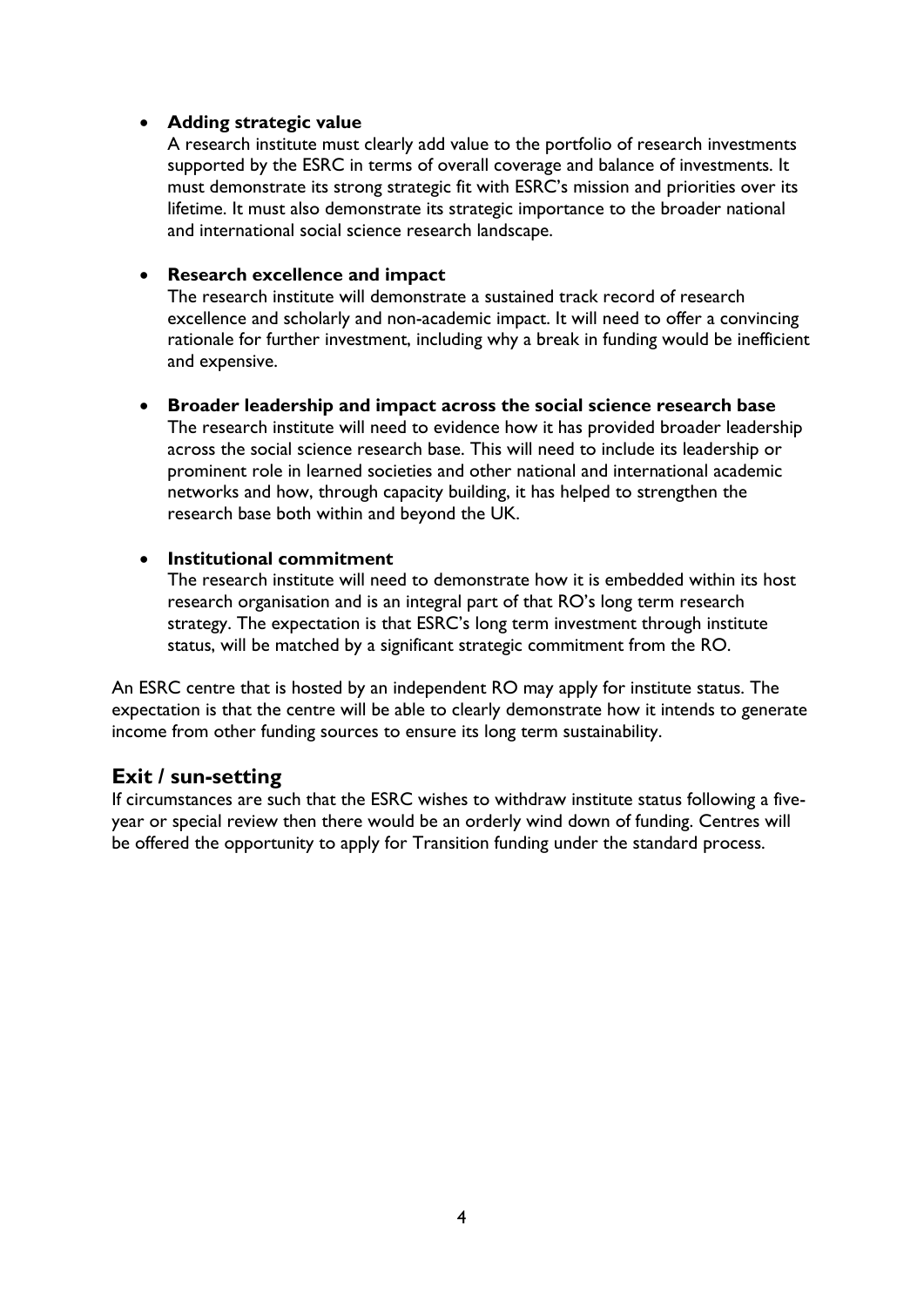- **Adding strategic value**
  A research institute must clearly add value to the portfolio of research investments supported by the ESRC in terms of overall coverage and balance of investments. It must demonstrate its strong strategic fit with ESRC's mission and priorities over its lifetime. It must also demonstrate its strategic importance to the broader national and international social science research landscape.

- **Research excellence and impact**
  The research institute will demonstrate a sustained track record of research excellence and scholarly and non-academic impact. It will need to offer a convincing rationale for further investment, including why a break in funding would be inefficient and expensive.

- **Broader leadership and impact across the social science research base**
  The research institute will need to evidence how it has provided broader leadership across the social science research base. This will need to include its leadership or prominent role in learned societies and other national and international academic networks and how, through capacity building, it has helped to strengthen the research base both within and beyond the UK.

- **Institutional commitment**
  The research institute will need to demonstrate how it is embedded within its host research organisation and is an integral part of that RO's long term research strategy. The expectation is that ESRC's long term investment through institute status, will be matched by a significant strategic commitment from the RO.

An ESRC centre that is hosted by an independent RO may apply for institute status. The expectation is that the centre will be able to clearly demonstrate how it intends to generate income from other funding sources to ensure its long term sustainability.

## Exit / sun-setting

If circumstances are such that the ESRC wishes to withdraw institute status following a five-year or special review then there would be an orderly wind down of funding. Centres will be offered the opportunity to apply for Transition funding under the standard process.